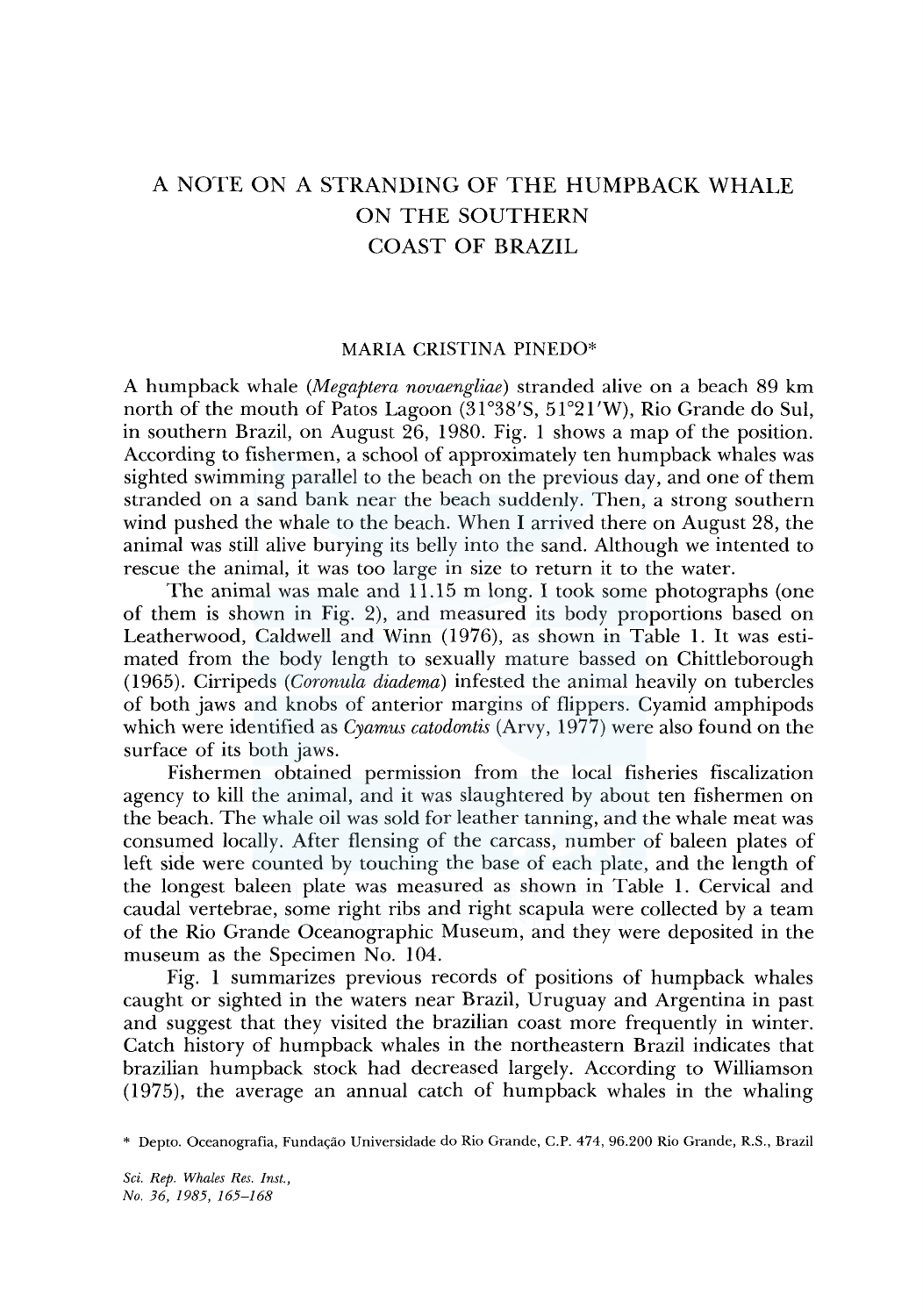# A NOTE ON A STRANDING OF THE HUMPBACK WHALE ON THE SOUTHERN COAST OF BRAZIL

MARIA CRISTINA PINEDO*

A humpback whale (*Megaptera novaengliae*) stranded alive on a beach 89 km north of the mouth of Patos Lagoon (31°38′S, 51°21′W), Rio Grande do Sul, in southern Brazil, on August 26, 1980. Fig. 1 shows a map of the position. According to fishermen, a school of approximately ten humpback whales was sighted swimming parallel to the beach on the previous day, and one of them stranded on a sand bank near the beach suddenly. Then, a strong southern wind pushed the whale to the beach. When I arrived there on August 28, the animal was still alive burying its belly into the sand. Although we intented to rescue the animal, it was too large in size to return it to the water.

The animal was male and 11.15 m long. I took some photographs (one of them is shown in Fig. 2), and measured its body proportions based on Leatherwood, Caldwell and Winn (1976), as shown in Table 1. It was estimated from the body length to sexually mature bassed on Chittleborough (1965). Cirripeds (*Coronula diadema*) infested the animal heavily on tubercles of both jaws and knobs of anterior margins of flippers. Cyamid amphipods which were identified as *Cyamus catodontis* (Arvy, 1977) were also found on the surface of its both jaws.

Fishermen obtained permission from the local fisheries fiscalization agency to kill the animal, and it was slaughtered by about ten fishermen on the beach. The whale oil was sold for leather tanning, and the whale meat was consumed locally. After flensing of the carcass, number of baleen plates of left side were counted by touching the base of each plate, and the length of the longest baleen plate was measured as shown in Table 1. Cervical and caudal vertebrae, some right ribs and right scapula were collected by a team of the Rio Grande Oceanographic Museum, and they were deposited in the museum as the Specimen No. 104.

Fig. 1 summarizes previous records of positions of humpback whales caught or sighted in the waters near Brazil, Uruguay and Argentina in past and suggest that they visited the brazilian coast more frequently in winter. Catch history of humpback whales in the northeastern Brazil indicates that brazilian humpback stock had decreased largely. According to Williamson (1975), the average an annual catch of humpback whales in the whaling

\* Depto. Oceanografia, Fundação Universidade do Rio Grande, C.P. 474, 96.200 Rio Grande, R.S., Brazil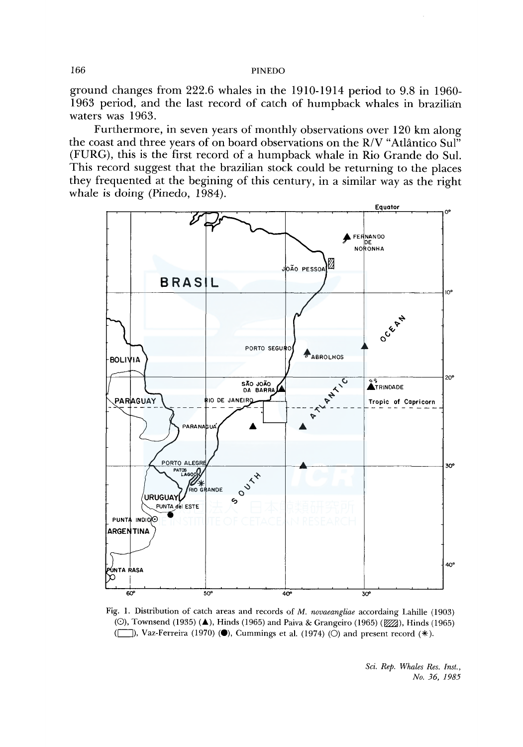ground changes from 222.6 whales in the 1910-1914 period to 9.8 in 1960-1963 period, and the last record of catch of humpback whales in brazilian waters was 1963.

Furthermore, in seven years of monthly observations over 120 km along the coast and three years of on board observations on the R/V "Atlântico Sul" (FURG), this is the first record of a humpback whale in Rio Grande do Sul. This record suggest that the brazilian stock could be returning to the places they frequented at the begining of this century, in a similar way as the right whale is doing (Pinedo, 1984).

Fig. 1. Distribution of catch areas and records of *M. novaeangliae* accordaing Lahille (1903) (◎), Townsend (1935) (▲), Hinds (1965) and Paiva & Grangeiro (1965) (▨), Hinds (1965) (□), Vaz-Ferreira (1970) (●), Cummings et al. (1974) (○) and present record (*).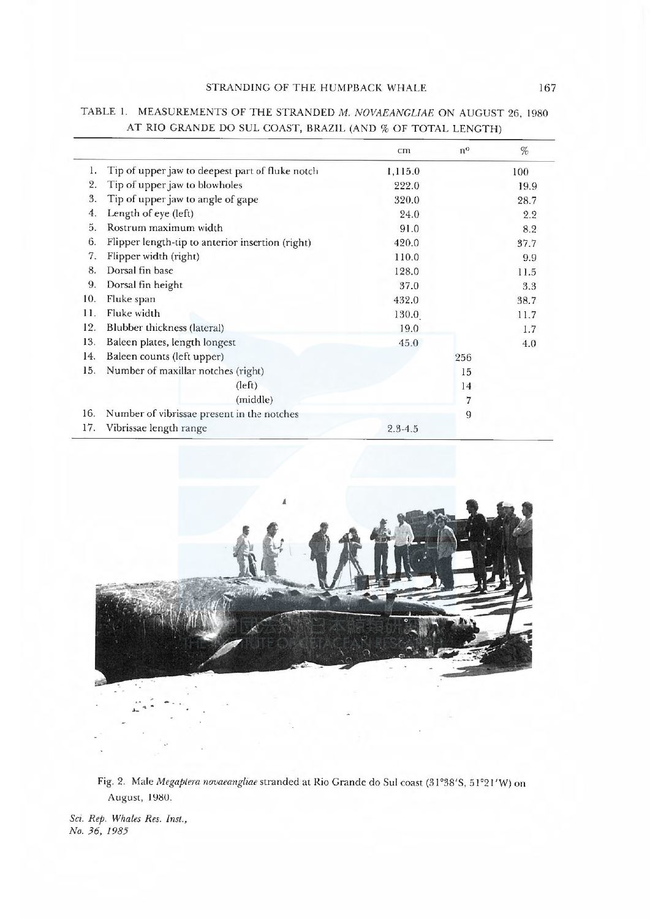TABLE 1. MEASUREMENTS OF THE STRANDED *M. NOVAEANGLIAE* ON AUGUST 26, 1980 AT RIO GRANDE DO SUL COAST, BRAZIL (AND % OF TOTAL LENGTH)

| | | cm | n° | % |
|---|---|---|---|---|
| 1. | Tip of upper jaw to deepest part of fluke notch | 1,115.0 | | 100 |
| 2. | Tip of upper jaw to blowholes | 222.0 | | 19.9 |
| 3. | Tip of upper jaw to angle of gape | 320.0 | | 28.7 |
| 4. | Length of eye (left) | 24.0 | | 2.2 |
| 5. | Rostrum maximum width | 91.0 | | 8.2 |
| 6. | Flipper length-tip to anterior insertion (right) | 420.0 | | 37.7 |
| 7. | Flipper width (right) | 110.0 | | 9.9 |
| 8. | Dorsal fin base | 128.0 | | 11.5 |
| 9. | Dorsal fin height | 37.0 | | 3.3 |
| 10. | Fluke span | 432.0 | | 38.7 |
| 11. | Fluke width | 130.0 | | 11.7 |
| 12. | Blubber thickness (lateral) | 19.0 | | 1.7 |
| 13. | Baleen plates, length longest | 45.0 | | 4.0 |
| 14. | Baleen counts (left upper) | | 256 | |
| 15. | Number of maxillar notches (right) | | 15 | |
| | (left) | | 14 | |
| | (middle) | | 7 | |
| 16. | Number of vibrissae present in the notches | | 9 | |
| 17. | Vibrissae length range | 2.3-4.5 | | |

Fig. 2. Male *Megaptera novaeangliae* stranded at Rio Grande do Sul coast (31°38′S, 51°21′W) on August, 1980.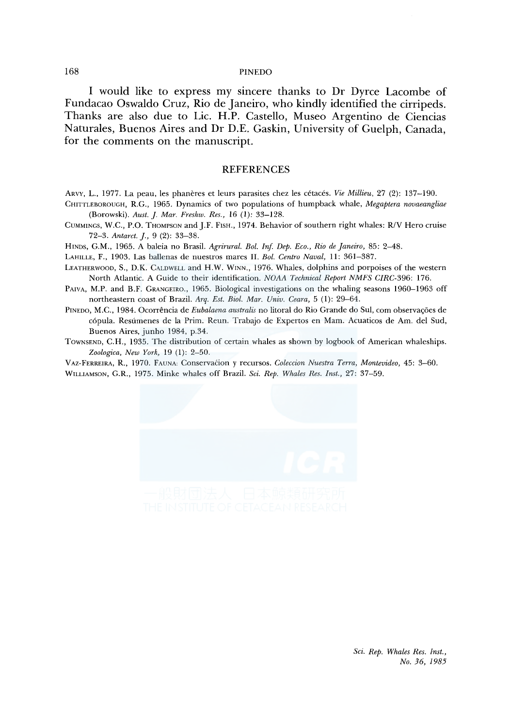I would like to express my sincere thanks to Dr Dyrce Lacombe of Fundacao Oswaldo Cruz, Rio de Janeiro, who kindly identified the cirripeds. Thanks are also due to Lic. H.P. Castello, Museo Argentino de Ciencias Naturales, Buenos Aires and Dr D.E. Gaskin, University of Guelph, Canada, for the comments on the manuscript.

## REFERENCES

Arvy, L., 1977. La peau, les phanères et leurs parasites chez les cétacés. *Vie Millieu*, 27 (2): 137–190.

Chittleborough, R.G., 1965. Dynamics of two populations of humpback whale, *Megaptera novaeangliae* (Borowski). *Aust. J. Mar. Freshw. Res.*, 16 (1): 33–128.

Cummings, W.C., P.O. Thompson and J.F. Fish., 1974. Behavior of southern right whales: R/V Hero cruise 72–3. *Antarct. J.*, 9 (2): 33–38.

Hinds, G.M., 1965. A baleia no Brasil. *Agrirural. Bol. Inf. Dep. Eco., Rio de Janeiro*, 85: 2–48.

Lahille, F., 1903. Las ballenas de nuestros mares II. *Bol. Centro Naval*, 11: 361–387.

Leatherwood, S., D.K. Caldwell and H.W. Winn., 1976. Whales, dolphins and porpoises of the western North Atlantic. A Guide to their identification. *NOAA Technical Report NMFS CIRC*-396: 176.

Paiva, M.P. and B.F. Grangeiro., 1965. Biological investigations on the whaling seasons 1960–1963 off northeastern coast of Brazil. *Arq. Est. Biol. Mar. Univ. Ceara*, 5 (1): 29–64.

Pinedo, M.C., 1984. Ocorrência de *Eubalaena australis* no litoral do Rio Grande do Sul, com observações de cópula. Resúmenes de la Prim. Reun. Trabajo de Expertos en Mam. Acuaticos de Am. del Sud, Buenos Aires, junho 1984, p.34.

Townsend, C.H., 1935. The distribution of certain whales as shown by logbook of American whaleships. *Zoologica, New York*, 19 (1): 2–50.

Vaz-Ferreira, R., 1970. Fauna: Conservación y recursos. *Coleccion Nuestra Terra, Montevideo*, 45: 3–60.

Williamson, G.R., 1975. Minke whales off Brazil. *Sci. Rep. Whales Res. Inst.*, 27: 37–59.